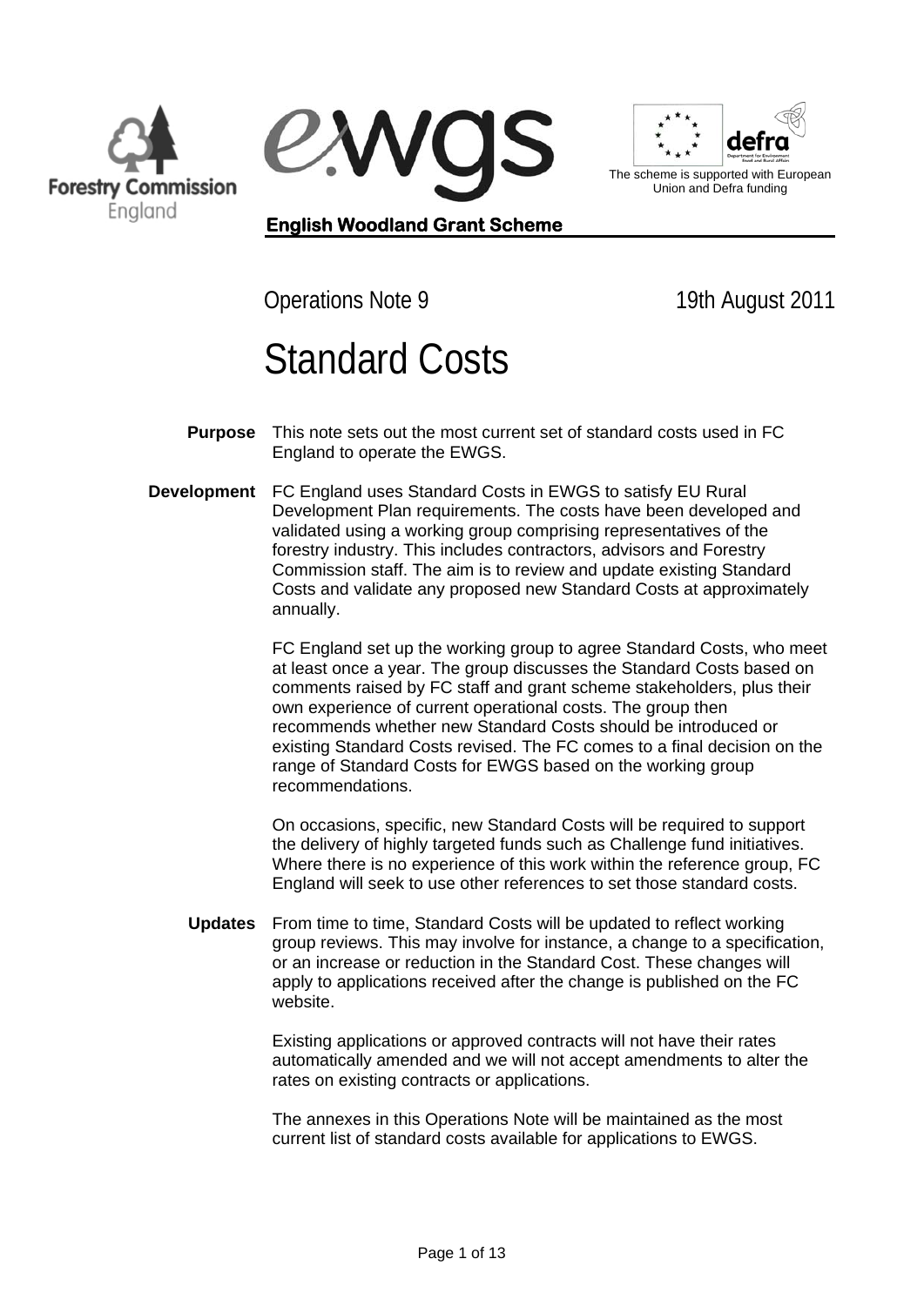Forestry Commission England

ewgs

The scheme is supported with European Union and Defra funding

**English Woodland Grant Scheme**

Operations Note 9 — 19th August 2011

# Standard Costs

**Purpose** This note sets out the most current set of standard costs used in FC England to operate the EWGS.

**Development** FC England uses Standard Costs in EWGS to satisfy EU Rural Development Plan requirements. The costs have been developed and validated using a working group comprising representatives of the forestry industry. This includes contractors, advisors and Forestry Commission staff. The aim is to review and update existing Standard Costs and validate any proposed new Standard Costs at approximately annually.

FC England set up the working group to agree Standard Costs, who meet at least once a year. The group discusses the Standard Costs based on comments raised by FC staff and grant scheme stakeholders, plus their own experience of current operational costs. The group then recommends whether new Standard Costs should be introduced or existing Standard Costs revised. The FC comes to a final decision on the range of Standard Costs for EWGS based on the working group recommendations.

On occasions, specific, new Standard Costs will be required to support the delivery of highly targeted funds such as Challenge fund initiatives. Where there is no experience of this work within the reference group, FC England will seek to use other references to set those standard costs.

**Updates** From time to time, Standard Costs will be updated to reflect working group reviews. This may involve for instance, a change to a specification, or an increase or reduction in the Standard Cost. These changes will apply to applications received after the change is published on the FC website.

Existing applications or approved contracts will not have their rates automatically amended and we will not accept amendments to alter the rates on existing contracts or applications.

The annexes in this Operations Note will be maintained as the most current list of standard costs available for applications to EWGS.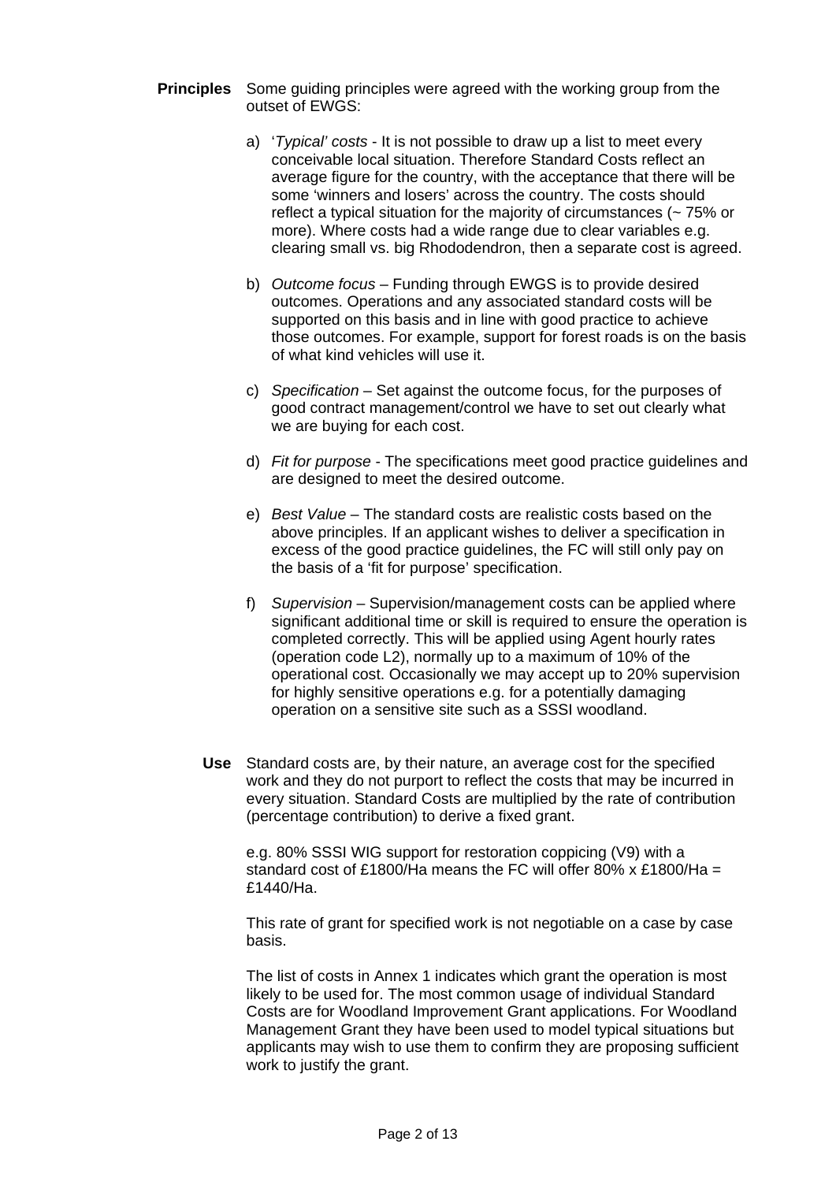**Principles** Some guiding principles were agreed with the working group from the outset of EWGS:

a) '*Typical' costs* - It is not possible to draw up a list to meet every conceivable local situation. Therefore Standard Costs reflect an average figure for the country, with the acceptance that there will be some 'winners and losers' across the country. The costs should reflect a typical situation for the majority of circumstances (~ 75% or more). Where costs had a wide range due to clear variables e.g. clearing small vs. big Rhododendron, then a separate cost is agreed.

b) *Outcome focus* – Funding through EWGS is to provide desired outcomes. Operations and any associated standard costs will be supported on this basis and in line with good practice to achieve those outcomes. For example, support for forest roads is on the basis of what kind vehicles will use it.

c) *Specification* – Set against the outcome focus, for the purposes of good contract management/control we have to set out clearly what we are buying for each cost.

d) *Fit for purpose* - The specifications meet good practice guidelines and are designed to meet the desired outcome.

e) *Best Value* – The standard costs are realistic costs based on the above principles. If an applicant wishes to deliver a specification in excess of the good practice guidelines, the FC will still only pay on the basis of a 'fit for purpose' specification.

f) *Supervision* – Supervision/management costs can be applied where significant additional time or skill is required to ensure the operation is completed correctly. This will be applied using Agent hourly rates (operation code L2), normally up to a maximum of 10% of the operational cost. Occasionally we may accept up to 20% supervision for highly sensitive operations e.g. for a potentially damaging operation on a sensitive site such as a SSSI woodland.

**Use** Standard costs are, by their nature, an average cost for the specified work and they do not purport to reflect the costs that may be incurred in every situation. Standard Costs are multiplied by the rate of contribution (percentage contribution) to derive a fixed grant.

e.g. 80% SSSI WIG support for restoration coppicing (V9) with a standard cost of £1800/Ha means the FC will offer 80% x £1800/Ha = £1440/Ha.

This rate of grant for specified work is not negotiable on a case by case basis.

The list of costs in Annex 1 indicates which grant the operation is most likely to be used for. The most common usage of individual Standard Costs are for Woodland Improvement Grant applications. For Woodland Management Grant they have been used to model typical situations but applicants may wish to use them to confirm they are proposing sufficient work to justify the grant.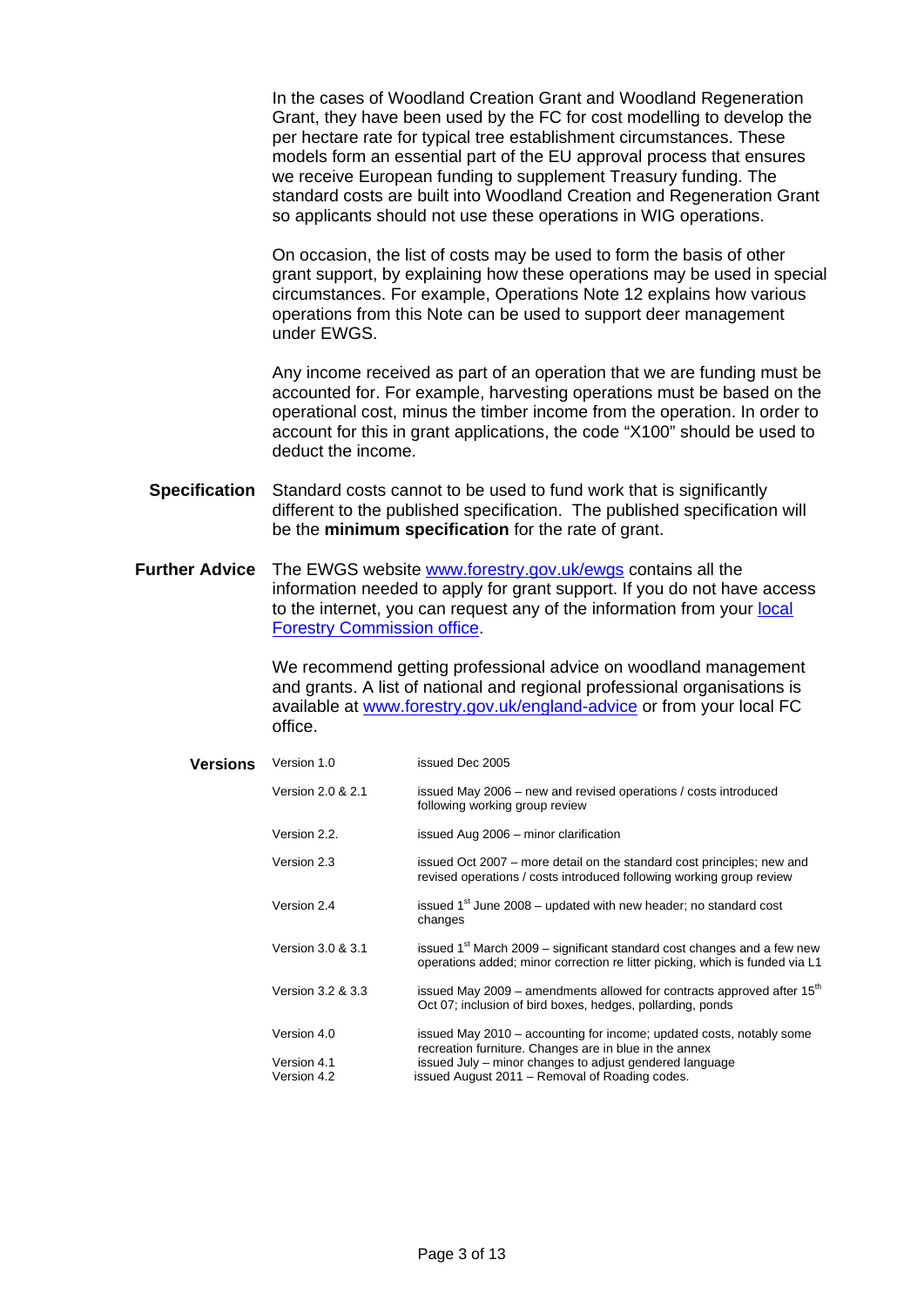In the cases of Woodland Creation Grant and Woodland Regeneration Grant, they have been used by the FC for cost modelling to develop the per hectare rate for typical tree establishment circumstances. These models form an essential part of the EU approval process that ensures we receive European funding to supplement Treasury funding. The standard costs are built into Woodland Creation and Regeneration Grant so applicants should not use these operations in WIG operations.

On occasion, the list of costs may be used to form the basis of other grant support, by explaining how these operations may be used in special circumstances. For example, Operations Note 12 explains how various operations from this Note can be used to support deer management under EWGS.

Any income received as part of an operation that we are funding must be accounted for. For example, harvesting operations must be based on the operational cost, minus the timber income from the operation. In order to account for this in grant applications, the code "X100" should be used to deduct the income.

**Specification** Standard costs cannot to be used to fund work that is significantly different to the published specification. The published specification will be the **minimum specification** for the rate of grant.

**Further Advice** The EWGS website [www.forestry.gov.uk/ewgs](www.forestry.gov.uk/ewgs) contains all the information needed to apply for grant support. If you do not have access to the internet, you can request any of the information from your [local Forestry Commission office](local Forestry Commission office).

We recommend getting professional advice on woodland management and grants. A list of national and regional professional organisations is available at [www.forestry.gov.uk/england-advice](www.forestry.gov.uk/england-advice) or from your local FC office.

**Versions**

| Version | Details |
|---|---|
| Version 1.0 | issued Dec 2005 |
| Version 2.0 & 2.1 | issued May 2006 – new and revised operations / costs introduced following working group review |
| Version 2.2. | issued Aug 2006 – minor clarification |
| Version 2.3 | issued Oct 2007 – more detail on the standard cost principles; new and revised operations / costs introduced following working group review |
| Version 2.4 | issued 1st June 2008 – updated with new header; no standard cost changes |
| Version 3.0 & 3.1 | issued 1st March 2009 – significant standard cost changes and a few new operations added; minor correction re litter picking, which is funded via L1 |
| Version 3.2 & 3.3 | issued May 2009 – amendments allowed for contracts approved after 15th Oct 07; inclusion of bird boxes, hedges, pollarding, ponds |
| Version 4.0 | issued May 2010 – accounting for income; updated costs, notably some recreation furniture. Changes are in blue in the annex |
| Version 4.1 | issued July – minor changes to adjust gendered language |
| Version 4.2 | issued August 2011 – Removal of Roading codes. |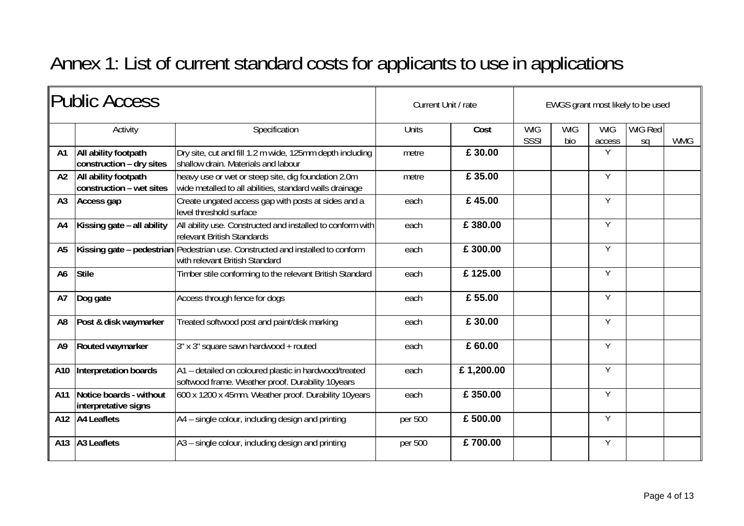# Annex 1: List of current standard costs for applicants to use in applications

| Public Access | | | Current Unit / rate | | EWGS grant most likely to be used | | | | |
|---|---|---|---|---|---|---|---|---|---|
| | Activity | Specification | Units | **Cost** | WIG SSSI | WIG bio | WIG access | WIG Red sq | WMG |
| **A1** | **All ability footpath construction – dry sites** | Dry site, cut and fill 1.2 m wide, 125mm depth including shallow drain. Materials and labour | metre | **£ 30.00** | | | Y | | |
| **A2** | **All ability footpath construction – wet sites** | heavy use or wet or steep site, dig foundation 2.0m wide metalled to all abilities, standard walls drainage | metre | **£ 35.00** | | | Y | | |
| **A3** | **Access gap** | Create ungated access gap with posts at sides and a level threshold surface | each | **£ 45.00** | | | Y | | |
| **A4** | **Kissing gate – all ability** | All ability use. Constructed and installed to conform with relevant British Standards | each | **£ 380.00** | | | Y | | |
| **A5** | **Kissing gate – pedestrian** | Pedestrian use. Constructed and installed to conform with relevant British Standard | each | **£ 300.00** | | | Y | | |
| **A6** | **Stile** | Timber stile conforming to the relevant British Standard | each | **£ 125.00** | | | Y | | |
| **A7** | **Dog gate** | Access through fence for dogs | each | **£ 55.00** | | | Y | | |
| **A8** | **Post & disk waymarker** | Treated softwood post and paint/disk marking | each | **£ 30.00** | | | Y | | |
| **A9** | **Routed waymarker** | 3" x 3" square sawn hardwood + routed | each | **£ 60.00** | | | Y | | |
| **A10** | **Interpretation boards** | A1 – detailed on coloured plastic in hardwood/treated softwood frame. Weather proof. Durability 10years | each | **£ 1,200.00** | | | Y | | |
| **A11** | **Notice boards - without interpretative signs** | 600 x 1200 x 45mm. Weather proof. Durability 10years | each | **£ 350.00** | | | Y | | |
| **A12** | **A4 Leaflets** | A4 – single colour, including design and printing | per 500 | **£ 500.00** | | | Y | | |
| **A13** | **A3 Leaflets** | A3 – single colour, including design and printing | per 500 | **£ 700.00** | | | Y | | |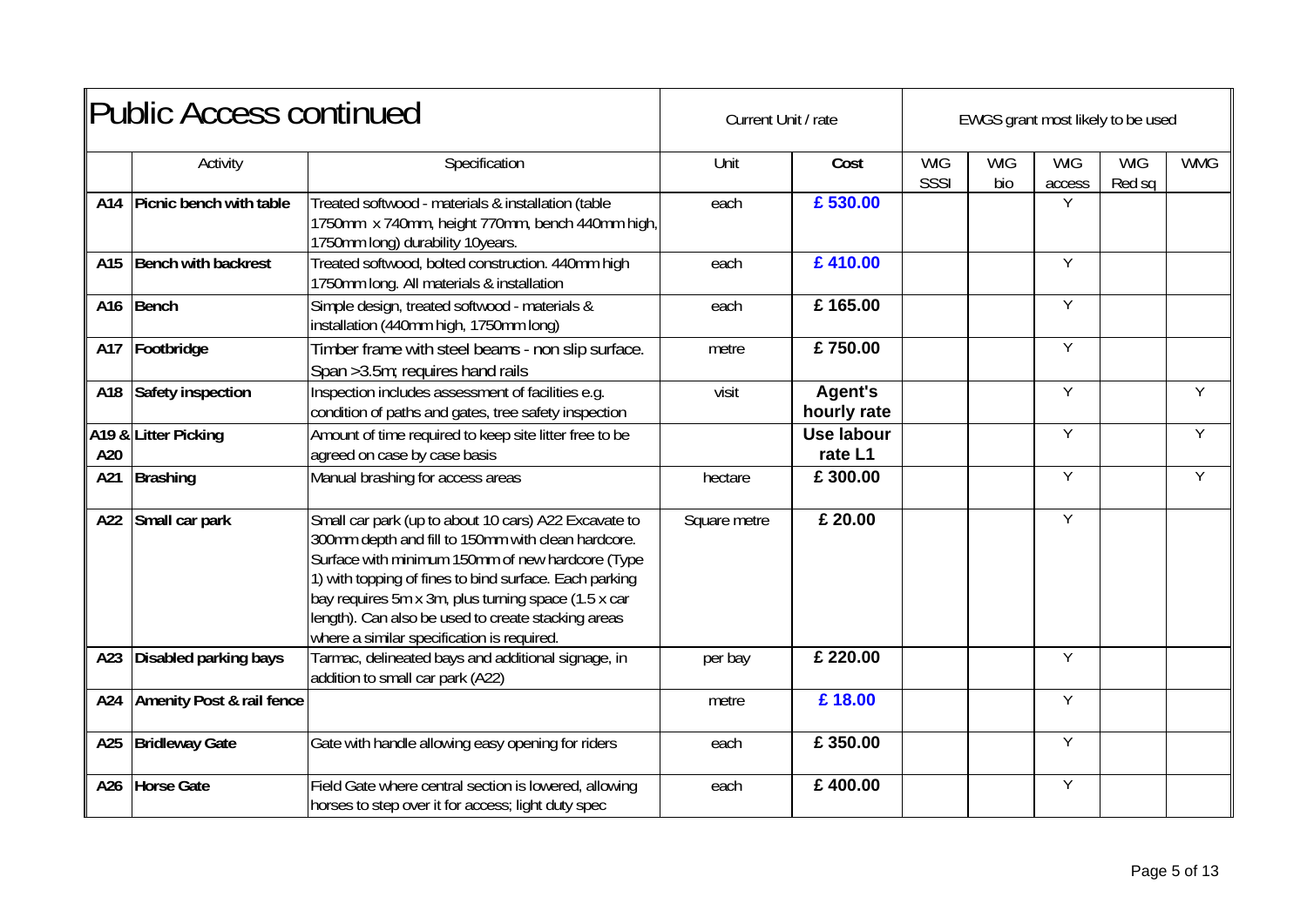# Public Access continued

| | Activity | Specification | Current Unit / rate | | EWGS grant most likely to be used | | | | |
|---|---|---|---|---|---|---|---|---|---|
| | | | Unit | Cost | WIG SSSI | WIG bio | WIG access | WIG Red sq | WMG |
| A14 | **Picnic bench with table** | Treated softwood - materials & installation (table 1750mm x 740mm, height 770mm, bench 440mm high, 1750mm long) durability 10years. | each | **£ 530.00** | | | Y | | |
| A15 | **Bench with backrest** | Treated softwood, bolted construction. 440mm high 1750mm long. All materials & installation | each | **£ 410.00** | | | Y | | |
| A16 | **Bench** | Simple design, treated softwood - materials & installation (440mm high, 1750mm long) | each | **£ 165.00** | | | Y | | |
| A17 | **Footbridge** | Timber frame with steel beams - non slip surface. Span >3.5m; requires hand rails | metre | **£ 750.00** | | | Y | | |
| A18 | **Safety inspection** | Inspection includes assessment of facilities e.g. condition of paths and gates, tree safety inspection | visit | **Agent's hourly rate** | | | Y | | Y |
| A19 & A20 | **Litter Picking** | Amount of time required to keep site litter free to be agreed on case by case basis | | **Use labour rate L1** | | | Y | | Y |
| A21 | **Brashing** | Manual brashing for access areas | hectare | **£ 300.00** | | | Y | | Y |
| A22 | **Small car park** | Small car park (up to about 10 cars) A22 Excavate to 300mm depth and fill to 150mm with clean hardcore. Surface with minimum 150mm of new hardcore (Type 1) with topping of fines to bind surface. Each parking bay requires 5m x 3m, plus turning space (1.5 x car length). Can also be used to create stacking areas where a similar specification is required. | Square metre | **£ 20.00** | | | Y | | |
| A23 | **Disabled parking bays** | Tarmac, delineated bays and additional signage, in addition to small car park (A22) | per bay | **£ 220.00** | | | Y | | |
| A24 | **Amenity Post & rail fence** | | metre | **£ 18.00** | | | Y | | |
| A25 | **Bridleway Gate** | Gate with handle allowing easy opening for riders | each | **£ 350.00** | | | Y | | |
| A26 | **Horse Gate** | Field Gate where central section is lowered, allowing horses to step over it for access; light duty spec | each | **£ 400.00** | | | Y | | |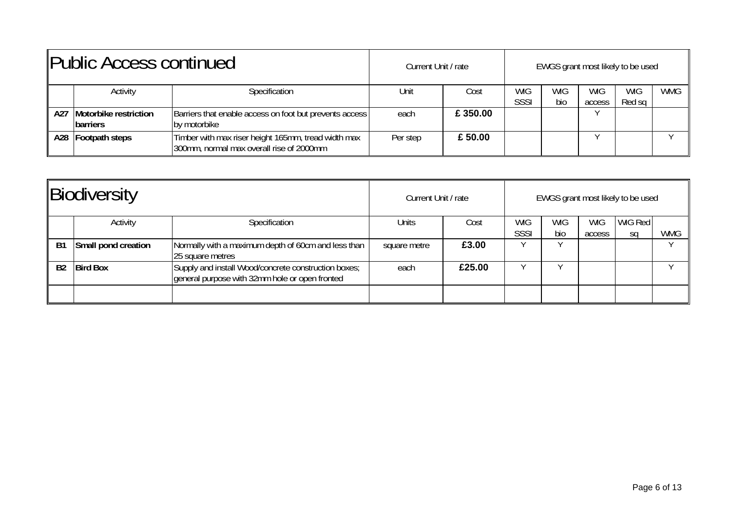## Public Access continued

| | Activity | Specification | Current Unit / rate | | EWGS grant most likely to be used | | | | |
|---|---|---|---|---|---|---|---|---|---|
| | Activity | Specification | Unit | Cost | WIG SSSI | WIG bio | WIG access | WIG Red sq | WMG |
| A27 | **Motorbike restriction barriers** | Barriers that enable access on foot but prevents access by motorbike | each | **£ 350.00** | | | Y | | |
| A28 | **Footpath steps** | Timber with max riser height 165mm, tread width max 300mm, normal max overall rise of 2000mm | Per step | **£ 50.00** | | | Y | | Y |

## Biodiversity

| | Activity | Specification | Current Unit / rate | | EWGS grant most likely to be used | | | | |
|---|---|---|---|---|---|---|---|---|---|
| | Activity | Specification | Units | Cost | WIG SSSI | WIG bio | WIG access | WIG Red sq | WMG |
| B1 | **Small pond creation** | Normally with a maximum depth of 60cm and less than 25 square metres | square metre | **£3.00** | Y | Y | | | Y |
| B2 | **Bird Box** | Supply and install Wood/concrete construction boxes; general purpose with 32mm hole or open fronted | each | **£25.00** | Y | Y | | | Y |
| | | | | | | | | | |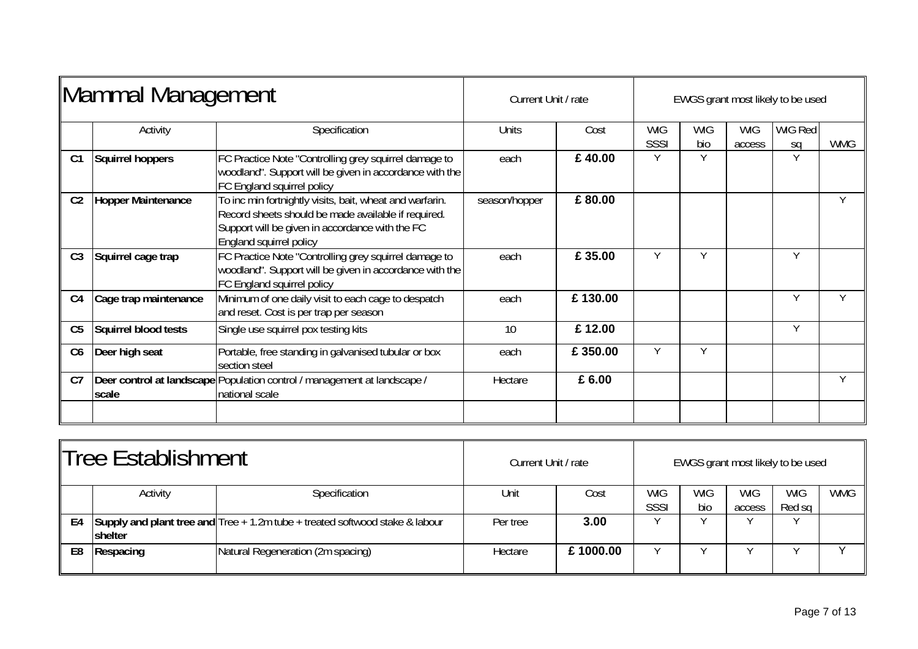## Mammal Management

| | Activity | Specification | Current Unit / rate | | EWGS grant most likely to be used | | | | |
|---|---|---|---|---|---|---|---|---|---|
| | | | Units | Cost | WIG SSSI | WIG bio | WIG access | WIG Red sq | WMG |
| **C1** | **Squirrel hoppers** | FC Practice Note "Controlling grey squirrel damage to woodland". Support will be given in accordance with the FC England squirrel policy | each | **£ 40.00** | Y | Y | | Y | |
| **C2** | **Hopper Maintenance** | To inc min fortnightly visits, bait, wheat and warfarin. Record sheets should be made available if required. Support will be given in accordance with the FC England squirrel policy | season/hopper | **£ 80.00** | | | | | Y |
| **C3** | **Squirrel cage trap** | FC Practice Note "Controlling grey squirrel damage to woodland". Support will be given in accordance with the FC England squirrel policy | each | **£ 35.00** | Y | Y | | Y | |
| **C4** | **Cage trap maintenance** | Minimum of one daily visit to each cage to despatch and reset. Cost is per trap per season | each | **£ 130.00** | | | | Y | Y |
| **C5** | **Squirrel blood tests** | Single use squirrel pox testing kits | 10 | **£ 12.00** | | | | Y | |
| **C6** | **Deer high seat** | Portable, free standing in galvanised tubular or box section steel | each | **£ 350.00** | Y | Y | | | |
| **C7** | **Deer control at landscape scale** | Population control / management at landscape / national scale | Hectare | **£ 6.00** | | | | | Y |
| | | | | | | | | | |

## Tree Establishment

| | Activity | Specification | Current Unit / rate | | EWGS grant most likely to be used | | | | |
|---|---|---|---|---|---|---|---|---|---|
| | | | Unit | Cost | WIG SSSI | WIG bio | WIG access | WIG Red sq | WMG |
| **E4** | **Supply and plant tree and shelter** | Tree + 1.2m tube + treated softwood stake & labour | Per tree | **3.00** | Y | Y | Y | Y | |
| **E8** | **Respacing** | Natural Regeneration (2m spacing) | Hectare | **£ 1000.00** | Y | Y | Y | Y | Y |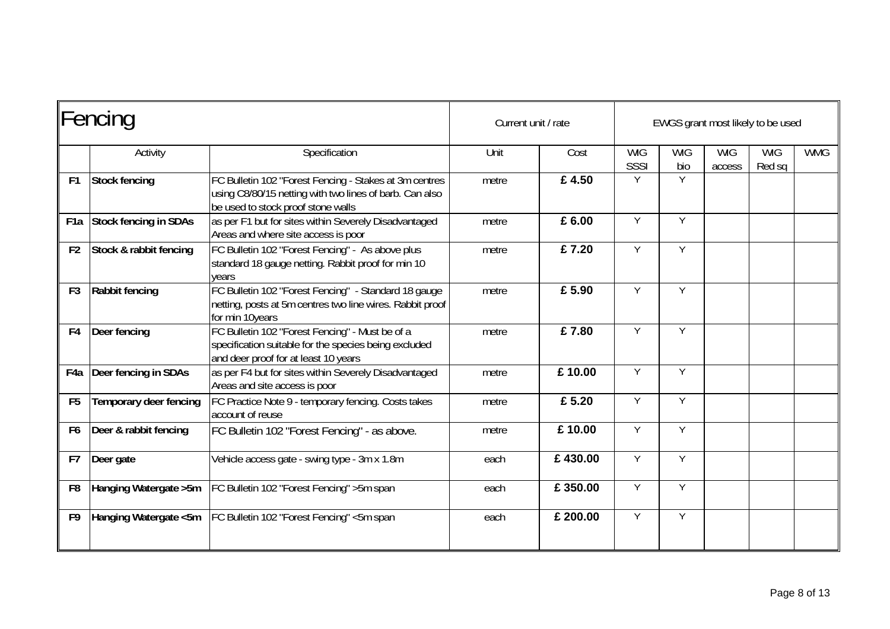| Fencing | | | Current unit / rate | | EWGS grant most likely to be used | | | | |
|---|---|---|---|---|---|---|---|---|---|
| | Activity | Specification | Unit | Cost | WIG SSSI | WIG bio | WIG access | WIG Red sq | WMG |
| **F1** | **Stock fencing** | FC Bulletin 102 "Forest Fencing - Stakes at 3m centres using C8/80/15 netting with two lines of barb. Can also be used to stock proof stone walls | metre | **£ 4.50** | Y | Y | | | |
| **F1a** | **Stock fencing in SDAs** | as per F1 but for sites within Severely Disadvantaged Areas and where site access is poor | metre | **£ 6.00** | Y | Y | | | |
| **F2** | **Stock & rabbit fencing** | FC Bulletin 102 "Forest Fencing" - As above plus standard 18 gauge netting. Rabbit proof for min 10 years | metre | **£ 7.20** | Y | Y | | | |
| **F3** | **Rabbit fencing** | FC Bulletin 102 "Forest Fencing" - Standard 18 gauge netting, posts at 5m centres two line wires. Rabbit proof for min 10years | metre | **£ 5.90** | Y | Y | | | |
| **F4** | **Deer fencing** | FC Bulletin 102 "Forest Fencing" - Must be of a specification suitable for the species being excluded and deer proof for at least 10 years | metre | **£ 7.80** | Y | Y | | | |
| **F4a** | **Deer fencing in SDAs** | as per F4 but for sites within Severely Disadvantaged Areas and site access is poor | metre | **£ 10.00** | Y | Y | | | |
| **F5** | **Temporary deer fencing** | FC Practice Note 9 - temporary fencing. Costs takes account of reuse | metre | **£ 5.20** | Y | Y | | | |
| **F6** | **Deer & rabbit fencing** | FC Bulletin 102 "Forest Fencing" - as above. | metre | **£ 10.00** | Y | Y | | | |
| **F7** | **Deer gate** | Vehicle access gate - swing type - 3m x 1.8m | each | **£ 430.00** | Y | Y | | | |
| **F8** | **Hanging Watergate >5m** | FC Bulletin 102 "Forest Fencing" >5m span | each | **£ 350.00** | Y | Y | | | |
| **F9** | **Hanging Watergate <5m** | FC Bulletin 102 "Forest Fencing" <5m span | each | **£ 200.00** | Y | Y | | | |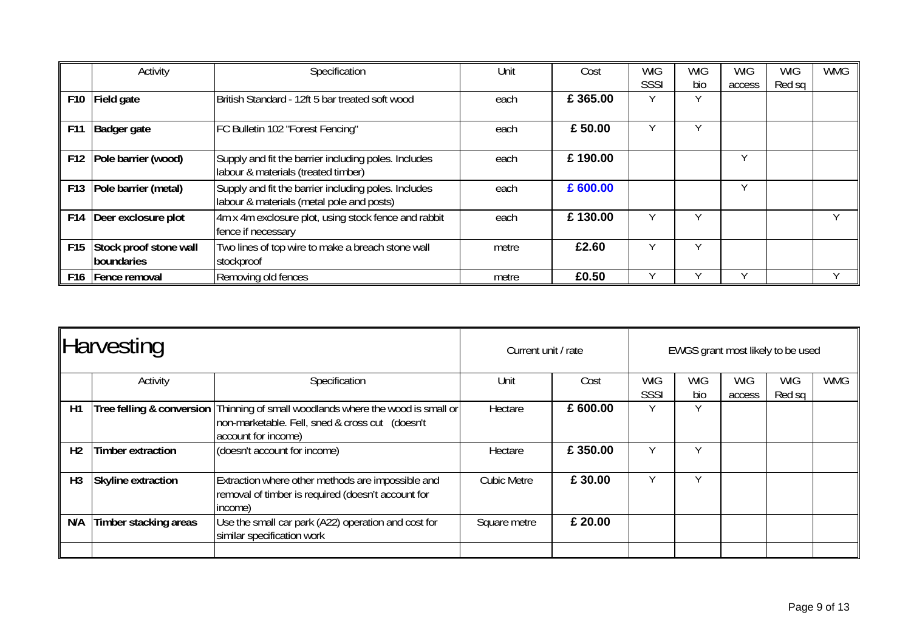| | Activity | Specification | Unit | Cost | WIG SSSI | WIG bio | WIG access | WIG Red sq | WMG |
|---|---|---|---|---|---|---|---|---|---|
| **F10** | **Field gate** | British Standard - 12ft 5 bar treated soft wood | each | **£ 365.00** | Y | Y | | | |
| **F11** | **Badger gate** | FC Bulletin 102 "Forest Fencing" | each | **£ 50.00** | Y | Y | | | |
| **F12** | **Pole barrier (wood)** | Supply and fit the barrier including poles. Includes labour & materials (treated timber) | each | **£ 190.00** | | | Y | | |
| **F13** | **Pole barrier (metal)** | Supply and fit the barrier including poles. Includes labour & materials (metal pole and posts) | each | **£ 600.00** | | | Y | | |
| **F14** | **Deer exclosure plot** | 4m x 4m exclosure plot, using stock fence and rabbit fence if necessary | each | **£ 130.00** | Y | Y | | | Y |
| **F15** | **Stock proof stone wall boundaries** | Two lines of top wire to make a breach stone wall stockproof | metre | **£2.60** | Y | Y | | | |
| **F16** | **Fence removal** | Removing old fences | metre | **£0.50** | Y | Y | Y | | Y |

| Harvesting | | | Current unit / rate | | EWGS grant most likely to be used | | | | |
|---|---|---|---|---|---|---|---|---|---|
| | Activity | Specification | Unit | Cost | WIG SSSI | WIG bio | WIG access | WIG Red sq | WMG |
| **H1** | **Tree felling & conversion** | Thinning of small woodlands where the wood is small or non-marketable. Fell, sned & cross cut (doesn't account for income) | Hectare | **£ 600.00** | Y | Y | | | |
| **H2** | **Timber extraction** | (doesn't account for income) | Hectare | **£ 350.00** | Y | Y | | | |
| **H3** | **Skyline extraction** | Extraction where other methods are impossible and removal of timber is required (doesn't account for income) | Cubic Metre | **£ 30.00** | Y | Y | | | |
| **N/A** | **Timber stacking areas** | Use the small car park (A22) operation and cost for similar specification work | Square metre | **£ 20.00** | | | | | |
| | | | | | | | | | |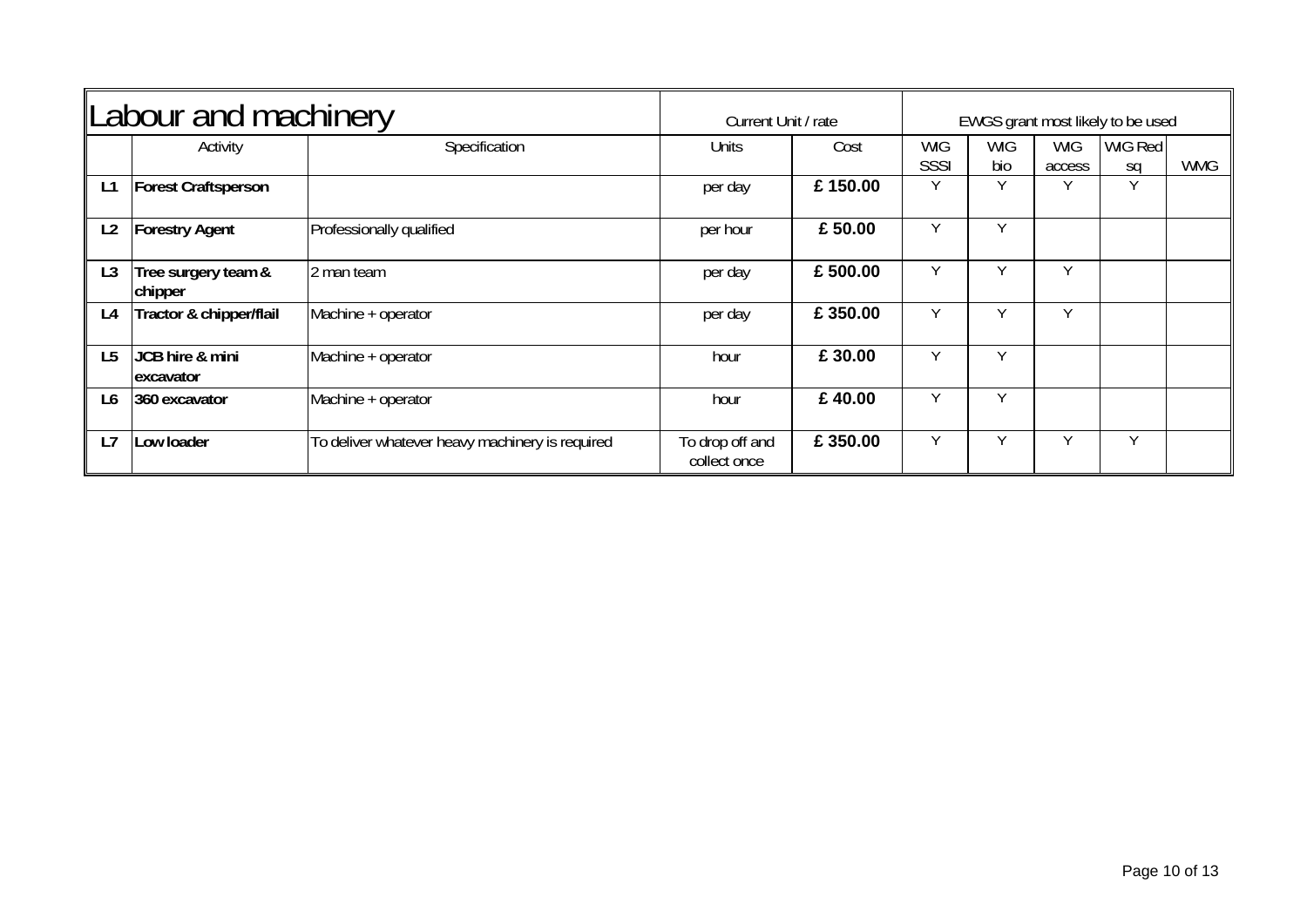| Labour and machinery | | | Current Unit / rate | | EWGS grant most likely to be used | | | | |
|---|---|---|---|---|---|---|---|---|---|
| | Activity | Specification | Units | Cost | WIG SSSI | WIG bio | WIG access | WIG Red sq | WMG |
| **L1** | **Forest Craftsperson** | | per day | **£ 150.00** | Y | Y | Y | Y | |
| **L2** | **Forestry Agent** | Professionally qualified | per hour | **£ 50.00** | Y | Y | | | |
| **L3** | **Tree surgery team & chipper** | 2 man team | per day | **£ 500.00** | Y | Y | Y | | |
| **L4** | **Tractor & chipper/flail** | Machine + operator | per day | **£ 350.00** | Y | Y | Y | | |
| **L5** | **JCB hire & mini excavator** | Machine + operator | hour | **£ 30.00** | Y | Y | | | |
| **L6** | **360 excavator** | Machine + operator | hour | **£ 40.00** | Y | Y | | | |
| **L7** | **Low loader** | To deliver whatever heavy machinery is required | To drop off and collect once | **£ 350.00** | Y | Y | Y | Y | |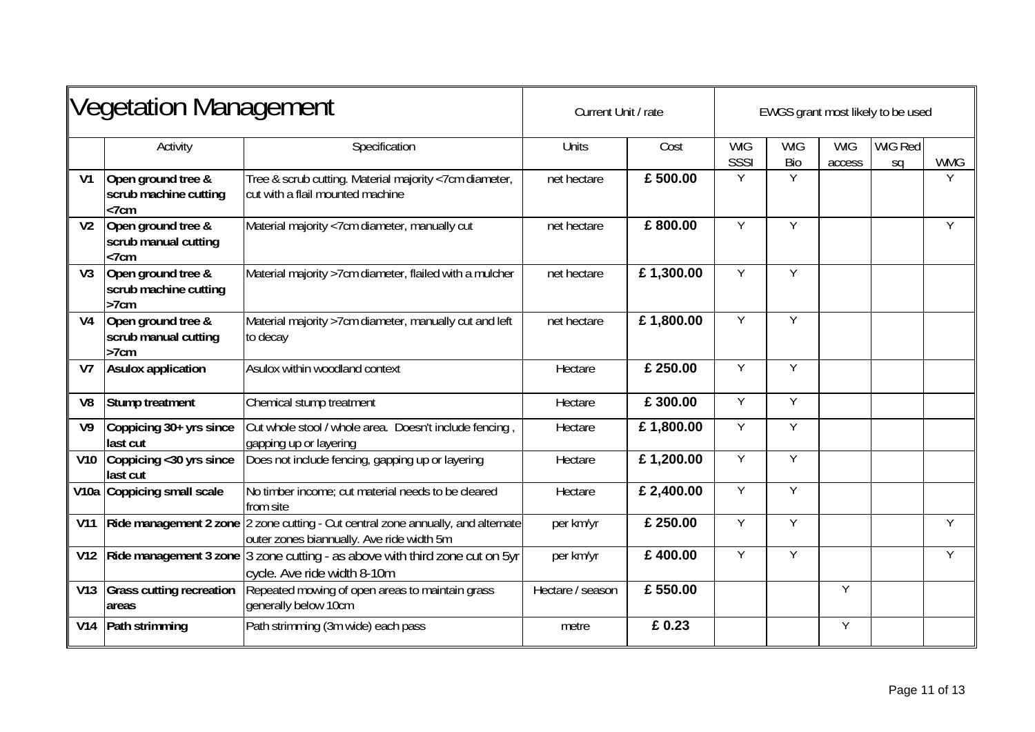# Vegetation Management

| | Activity | Specification | Current Unit / rate | | EWGS grant most likely to be used | | | | |
|---|---|---|---|---|---|---|---|---|---|
| | | | Units | Cost | WIG SSSI | WIG Bio | WIG access | WIG Red sq | WMG |
| **V1** | **Open ground tree & scrub machine cutting <7cm** | Tree & scrub cutting. Material majority <7cm diameter, cut with a flail mounted machine | net hectare | **£ 500.00** | Y | Y | | | Y |
| **V2** | **Open ground tree & scrub manual cutting <7cm** | Material majority <7cm diameter, manually cut | net hectare | **£ 800.00** | Y | Y | | | Y |
| **V3** | **Open ground tree & scrub machine cutting >7cm** | Material majority >7cm diameter, flailed with a mulcher | net hectare | **£ 1,300.00** | Y | Y | | | |
| **V4** | **Open ground tree & scrub manual cutting >7cm** | Material majority >7cm diameter, manually cut and left to decay | net hectare | **£ 1,800.00** | Y | Y | | | |
| **V7** | **Asulox application** | Asulox within woodland context | Hectare | **£ 250.00** | Y | Y | | | |
| **V8** | **Stump treatment** | Chemical stump treatment | Hectare | **£ 300.00** | Y | Y | | | |
| **V9** | **Coppicing 30+ yrs since last cut** | Cut whole stool / whole area. Doesn't include fencing , gapping up or layering | Hectare | **£ 1,800.00** | Y | Y | | | |
| **V10** | **Coppicing <30 yrs since last cut** | Does not include fencing, gapping up or layering | Hectare | **£ 1,200.00** | Y | Y | | | |
| **V10a** | **Coppicing small scale** | No timber income; cut material needs to be cleared from site | Hectare | **£ 2,400.00** | Y | Y | | | |
| **V11** | **Ride management 2 zone** | 2 zone cutting - Cut central zone annually, and alternate outer zones biannually. Ave ride width 5m | per km/yr | **£ 250.00** | Y | Y | | | Y |
| **V12** | **Ride management 3 zone** | 3 zone cutting - as above with third zone cut on 5yr cycle. Ave ride width 8-10m | per km/yr | **£ 400.00** | Y | Y | | | Y |
| **V13** | **Grass cutting recreation areas** | Repeated mowing of open areas to maintain grass generally below 10cm | Hectare / season | **£ 550.00** | | | Y | | |
| **V14** | **Path strimming** | Path strimming (3m wide) each pass | metre | **£ 0.23** | | | Y | | |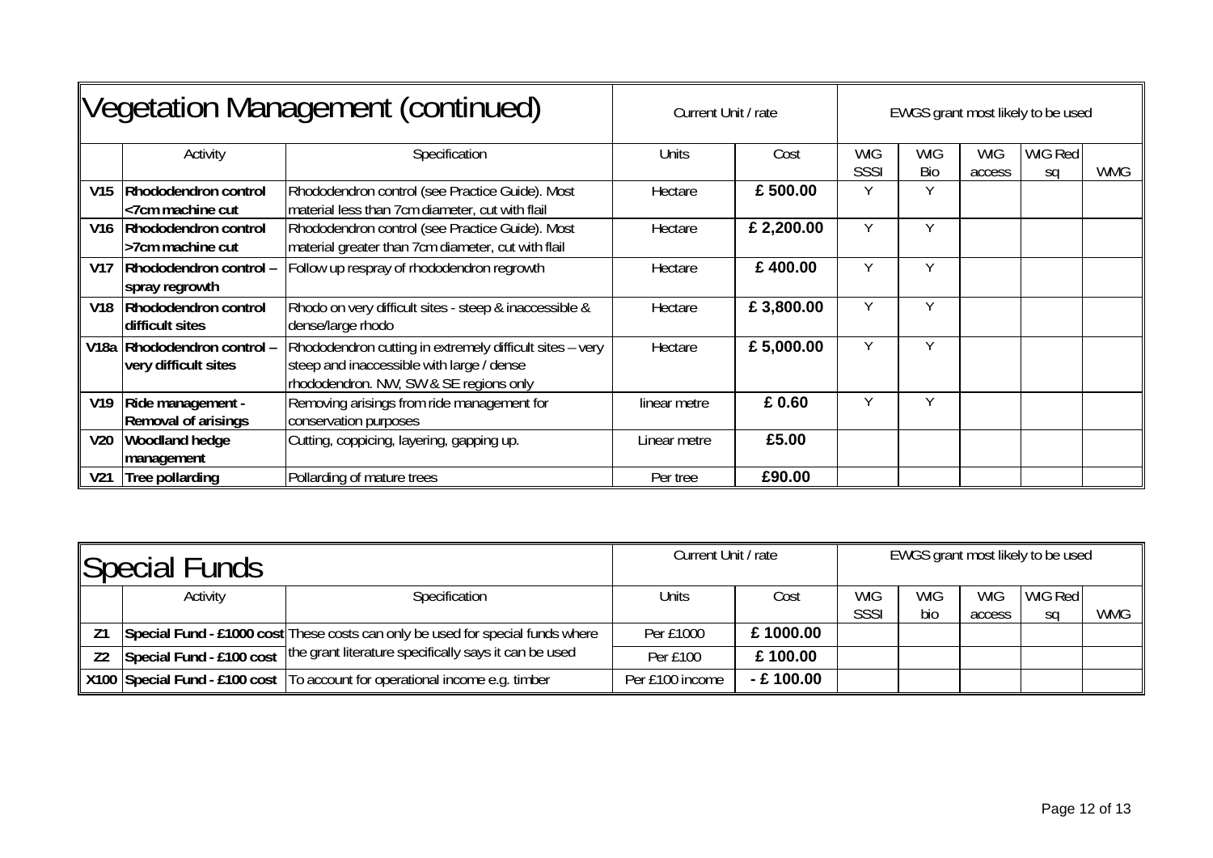# Vegetation Management (continued)

| | | | Current Unit / rate | | EWGS grant most likely to be used | | | | |
|---|---|---|---|---|---|---|---|---|---|
| | Activity | Specification | Units | Cost | WIG SSSI | WIG Bio | WIG access | WIG Red sq | WMG |
| V15 | **Rhododendron control <7cm machine cut** | Rhododendron control (see Practice Guide). Most material less than 7cm diameter, cut with flail | Hectare | **£ 500.00** | Y | Y | | | |
| V16 | **Rhododendron control >7cm machine cut** | Rhododendron control (see Practice Guide). Most material greater than 7cm diameter, cut with flail | Hectare | **£ 2,200.00** | Y | Y | | | |
| V17 | **Rhododendron control – spray regrowth** | Follow up respray of rhododendron regrowth | Hectare | **£ 400.00** | Y | Y | | | |
| V18 | **Rhododendron control difficult sites** | Rhodo on very difficult sites - steep & inaccessible & dense/large rhodo | Hectare | **£ 3,800.00** | Y | Y | | | |
| V18a | **Rhododendron control – very difficult sites** | Rhododendron cutting in extremely difficult sites – very steep and inaccessible with large / dense rhododendron. NW, SW & SE regions only | Hectare | **£ 5,000.00** | Y | Y | | | |
| V19 | **Ride management - Removal of arisings** | Removing arisings from ride management for conservation purposes | linear metre | **£ 0.60** | Y | Y | | | |
| V20 | **Woodland hedge management** | Cutting, coppicing, layering, gapping up. | Linear metre | **£5.00** | | | | | |
| V21 | **Tree pollarding** | Pollarding of mature trees | Per tree | **£90.00** | | | | | |

# Special Funds

| | | | Current Unit / rate | | EWGS grant most likely to be used | | | | |
|---|---|---|---|---|---|---|---|---|---|
| | Activity | Specification | Units | Cost | WIG SSSI | WIG bio | WIG access | WIG Red sq | WMG |
| Z1 | **Special Fund - £1000 cost** | These costs can only be used for special funds where the grant literature specifically says it can be used | Per £1000 | **£ 1000.00** | | | | | |
| Z2 | **Special Fund - £100 cost** | | Per £100 | **£ 100.00** | | | | | |
| X100 | **Special Fund - £100 cost** | To account for operational income e.g. timber | Per £100 income | **- £ 100.00** | | | | | |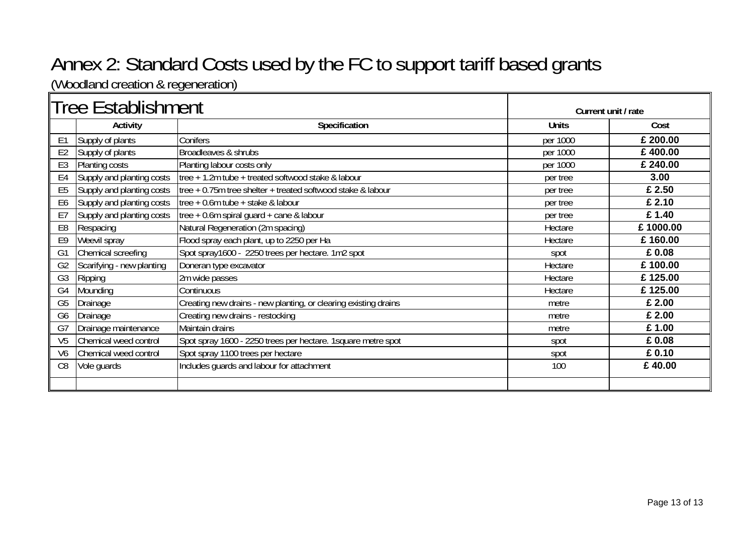# Annex 2: Standard Costs used by the FC to support tariff based grants

(Woodland creation & regeneration)

| Tree Establishment | | | Current unit / rate | |
|---|---|---|---|---|
| | **Activity** | **Specification** | **Units** | **Cost** |
| E1 | Supply of plants | Conifers | per 1000 | **£ 200.00** |
| E2 | Supply of plants | Broadleaves & shrubs | per 1000 | **£ 400.00** |
| E3 | Planting costs | Planting labour costs only | per 1000 | **£ 240.00** |
| E4 | Supply and planting costs | tree + 1.2m tube + treated softwood stake & labour | per tree | **3.00** |
| E5 | Supply and planting costs | tree + 0.75m tree shelter + treated softwood stake & labour | per tree | **£ 2.50** |
| E6 | Supply and planting costs | tree + 0.6m tube + stake & labour | per tree | **£ 2.10** |
| E7 | Supply and planting costs | tree + 0.6m spiral guard + cane & labour | per tree | **£ 1.40** |
| E8 | Respacing | Natural Regeneration (2m spacing) | Hectare | **£ 1000.00** |
| E9 | Weevil spray | Flood spray each plant, up to 2250 per Ha | Hectare | **£ 160.00** |
| G1 | Chemical screefing | Spot spray1600 - 2250 trees per hectare. 1m2 spot | spot | **£ 0.08** |
| G2 | Scarifying - new planting | Doneran type excavator | Hectare | **£ 100.00** |
| G3 | Ripping | 2m wide passes | Hectare | **£ 125.00** |
| G4 | Mounding | Continuous | Hectare | **£ 125.00** |
| G5 | Drainage | Creating new drains - new planting, or clearing existing drains | metre | **£ 2.00** |
| G6 | Drainage | Creating new drains - restocking | metre | **£ 2.00** |
| G7 | Drainage maintenance | Maintain drains | metre | **£ 1.00** |
| V5 | Chemical weed control | Spot spray 1600 - 2250 trees per hectare. 1square metre spot | spot | **£ 0.08** |
| V6 | Chemical weed control | Spot spray 1100 trees per hectare | spot | **£ 0.10** |
| C8 | Vole guards | Includes guards and labour for attachment | 100 | **£ 40.00** |
| | | | | |